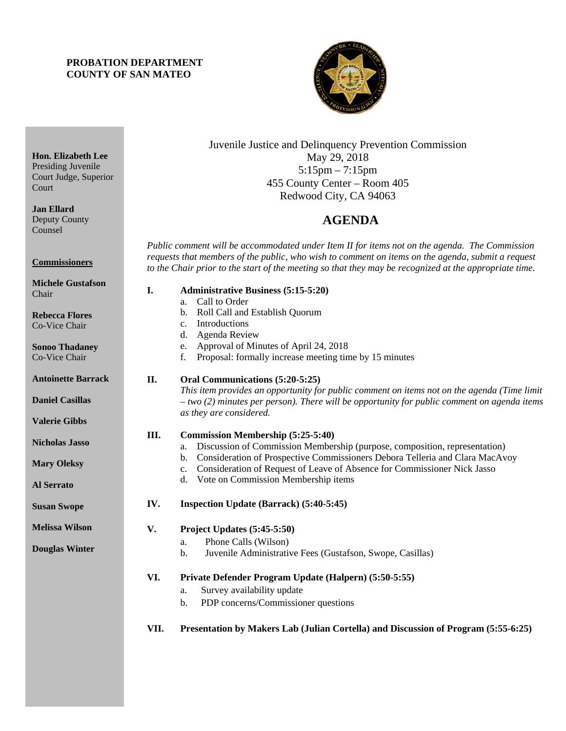**PROBATION DEPARTMENT**
**COUNTY OF SAN MATEO**

**Hon. Elizabeth Lee**
Presiding Juvenile Court Judge, Superior Court

**Jan Ellard**
Deputy County Counsel

**Commissioners**

**Michele Gustafson**
Chair

**Rebecca Flores**
Co-Vice Chair

**Sonoo Thadaney**
Co-Vice Chair

**Antoinette Barrack**

**Daniel Casillas**

**Valerie Gibbs**

**Nicholas Jasso**

**Mary Oleksy**

**Al Serrato**

**Susan Swope**

**Melissa Wilson**

**Douglas Winter**

Juvenile Justice and Delinquency Prevention Commission
May 29, 2018
5:15pm – 7:15pm
455 County Center – Room 405
Redwood City, CA 94063

# AGENDA

*Public comment will be accommodated under Item II for items not on the agenda. The Commission requests that members of the public, who wish to comment on items on the agenda, submit a request to the Chair prior to the start of the meeting so that they may be recognized at the appropriate time.*

**I. Administrative Business (5:15-5:20)**

a. Call to Order
b. Roll Call and Establish Quorum
c. Introductions
d. Agenda Review
e. Approval of Minutes of April 24, 2018
f. Proposal: formally increase meeting time by 15 minutes

**II. Oral Communications (5:20-5:25)**

*This item provides an opportunity for public comment on items not on the agenda (Time limit – two (2) minutes per person). There will be opportunity for public comment on agenda items as they are considered.*

**III. Commission Membership (5:25-5:40)**

a. Discussion of Commission Membership (purpose, composition, representation)
b. Consideration of Prospective Commissioners Debora Telleria and Clara MacAvoy
c. Consideration of Request of Leave of Absence for Commissioner Nick Jasso
d. Vote on Commission Membership items

**IV. Inspection Update (Barrack) (5:40-5:45)**

**V. Project Updates (5:45-5:50)**

a. Phone Calls (Wilson)
b. Juvenile Administrative Fees (Gustafson, Swope, Casillas)

**VI. Private Defender Program Update (Halpern) (5:50-5:55)**

a. Survey availability update
b. PDP concerns/Commissioner questions

**VII. Presentation by Makers Lab (Julian Cortella) and Discussion of Program (5:55-6:25)**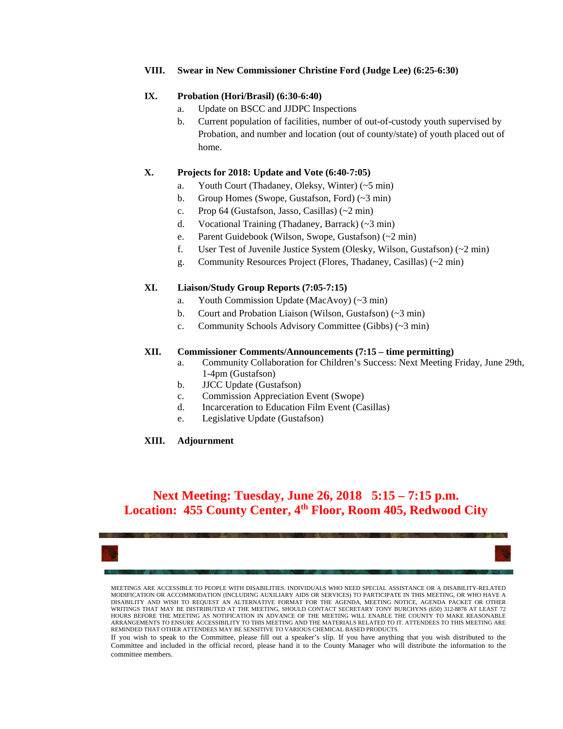**VIII. Swear in New Commissioner Christine Ford (Judge Lee) (6:25-6:30)**

**IX. Probation (Hori/Brasil) (6:30-6:40)**

a. Update on BSCC and JJDPC Inspections

b. Current population of facilities, number of out-of-custody youth supervised by Probation, and number and location (out of county/state) of youth placed out of home.

**X. Projects for 2018: Update and Vote (6:40-7:05)**

a. Youth Court (Thadaney, Oleksy, Winter) (~5 min)

b. Group Homes (Swope, Gustafson, Ford) (~3 min)

c. Prop 64 (Gustafson, Jasso, Casillas) (~2 min)

d. Vocational Training (Thadaney, Barrack) (~3 min)

e. Parent Guidebook (Wilson, Swope, Gustafson) (~2 min)

f. User Test of Juvenile Justice System (Olesky, Wilson, Gustafson) (~2 min)

g. Community Resources Project (Flores, Thadaney, Casillas) (~2 min)

**XI. Liaison/Study Group Reports (7:05-7:15)**

a. Youth Commission Update (MacAvoy) (~3 min)

b. Court and Probation Liaison (Wilson, Gustafson) (~3 min)

c. Community Schools Advisory Committee (Gibbs) (~3 min)

**XII. Commissioner Comments/Announcements (7:15 – time permitting)**

a. Community Collaboration for Children's Success: Next Meeting Friday, June 29th, 1-4pm (Gustafson)

b. JJCC Update (Gustafson)

c. Commission Appreciation Event (Swope)

d. Incarceration to Education Film Event (Casillas)

e. Legislative Update (Gustafson)

**XIII. Adjournment**

**Next Meeting: Tuesday, June 26, 2018 5:15 – 7:15 p.m.**
**Location: 455 County Center, 4th Floor, Room 405, Redwood City**

MEETINGS ARE ACCESSIBLE TO PEOPLE WITH DISABILITIES. INDIVIDUALS WHO NEED SPECIAL ASSISTANCE OR A DISABILITY-RELATED MODIFICATION OR ACCOMMODATION (INCLUDING AUXILIARY AIDS OR SERVICES) TO PARTICIPATE IN THIS MEETING, OR WHO HAVE A DISABILITY AND WISH TO REQUEST AN ALTERNATIVE FORMAT FOR THE AGENDA, MEETING NOTICE, AGENDA PACKET OR OTHER WRITINGS THAT MAY BE DISTRIBUTED AT THE MEETING, SHOULD CONTACT SECRETARY TONY BURCHYNS (650) 312-8878 AT LEAST 72 HOURS BEFORE THE MEETING AS NOTIFICATION IN ADVANCE OF THE MEETING WILL ENABLE THE COUNTY TO MAKE REASONABLE ARRANGEMENTS TO ENSURE ACCESSIBILITY TO THIS MEETING AND THE MATERIALS RELATED TO IT. ATTENDEES TO THIS MEETING ARE REMINDED THAT OTHER ATTENDEES MAY BE SENSITIVE TO VARIOUS CHEMICAL BASED PRODUCTS.

If you wish to speak to the Committee, please fill out a speaker's slip. If you have anything that you wish distributed to the Committee and included in the official record, please hand it to the County Manager who will distribute the information to the committee members.